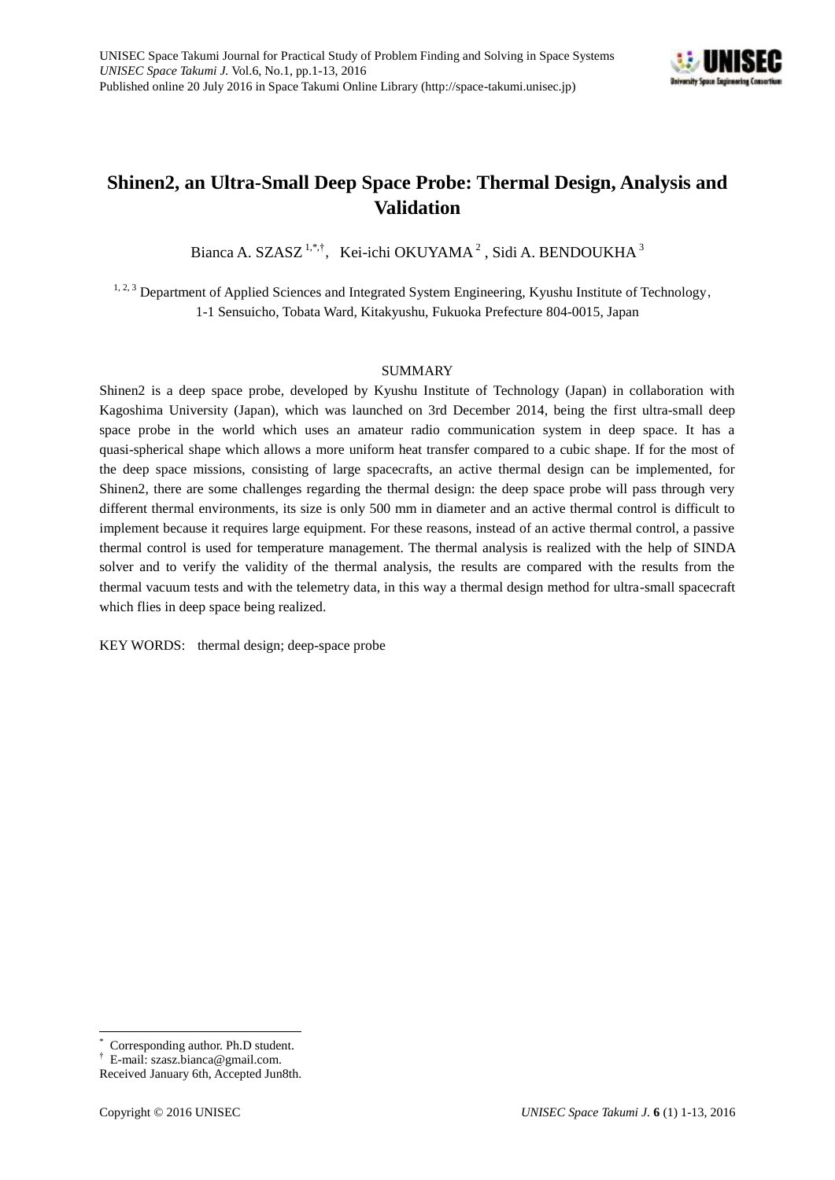UNISEC Space Takumi Journal for Practical Study of Problem Finding and Solving in Space Systems
*UNISEC Space Takumi J.* Vol.6, No.1, pp.1-13, 2016
Published online 20 July 2016 in Space Takumi Online Library (http://space-takumi.unisec.jp)

# Shinen2, an Ultra-Small Deep Space Probe: Thermal Design, Analysis and Validation

Bianca A. SZASZ [1,*,†], Kei-ichi OKUYAMA [2], Sidi A. BENDOUKHA [3]

[1, 2, 3] Department of Applied Sciences and Integrated System Engineering, Kyushu Institute of Technology, 1-1 Sensuicho, Tobata Ward, Kitakyushu, Fukuoka Prefecture 804-0015, Japan

## SUMMARY

Shinen2 is a deep space probe, developed by Kyushu Institute of Technology (Japan) in collaboration with Kagoshima University (Japan), which was launched on 3rd December 2014, being the first ultra-small deep space probe in the world which uses an amateur radio communication system in deep space. It has a quasi-spherical shape which allows a more uniform heat transfer compared to a cubic shape. If for the most of the deep space missions, consisting of large spacecrafts, an active thermal design can be implemented, for Shinen2, there are some challenges regarding the thermal design: the deep space probe will pass through very different thermal environments, its size is only 500 mm in diameter and an active thermal control is difficult to implement because it requires large equipment. For these reasons, instead of an active thermal control, a passive thermal control is used for temperature management. The thermal analysis is realized with the help of SINDA solver and to verify the validity of the thermal analysis, the results are compared with the results from the thermal vacuum tests and with the telemetry data, in this way a thermal design method for ultra-small spacecraft which flies in deep space being realized.

KEY WORDS: thermal design; deep-space probe

---

[*] Corresponding author. Ph.D student.
[†] E-mail: szasz.bianca@gmail.com.
Received January 6th, Accepted Jun8th.

Copyright © 2016 UNISEC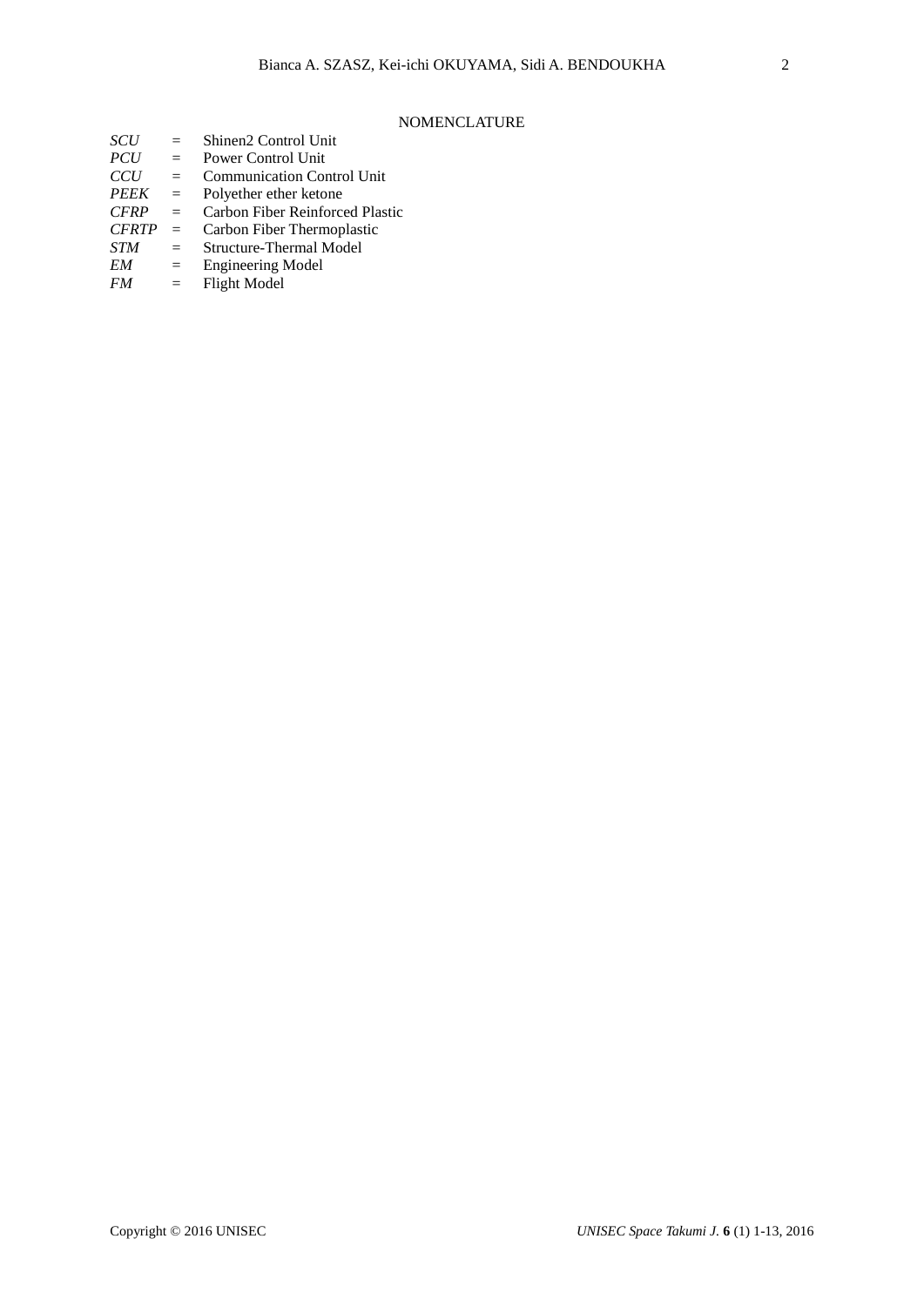## NOMENCLATURE

*SCU* = Shinen2 Control Unit
*PCU* = Power Control Unit
*CCU* = Communication Control Unit
*PEEK* = Polyether ether ketone
*CFRP* = Carbon Fiber Reinforced Plastic
*CFRTP* = Carbon Fiber Thermoplastic
*STM* = Structure-Thermal Model
*EM* = Engineering Model
*FM* = Flight Model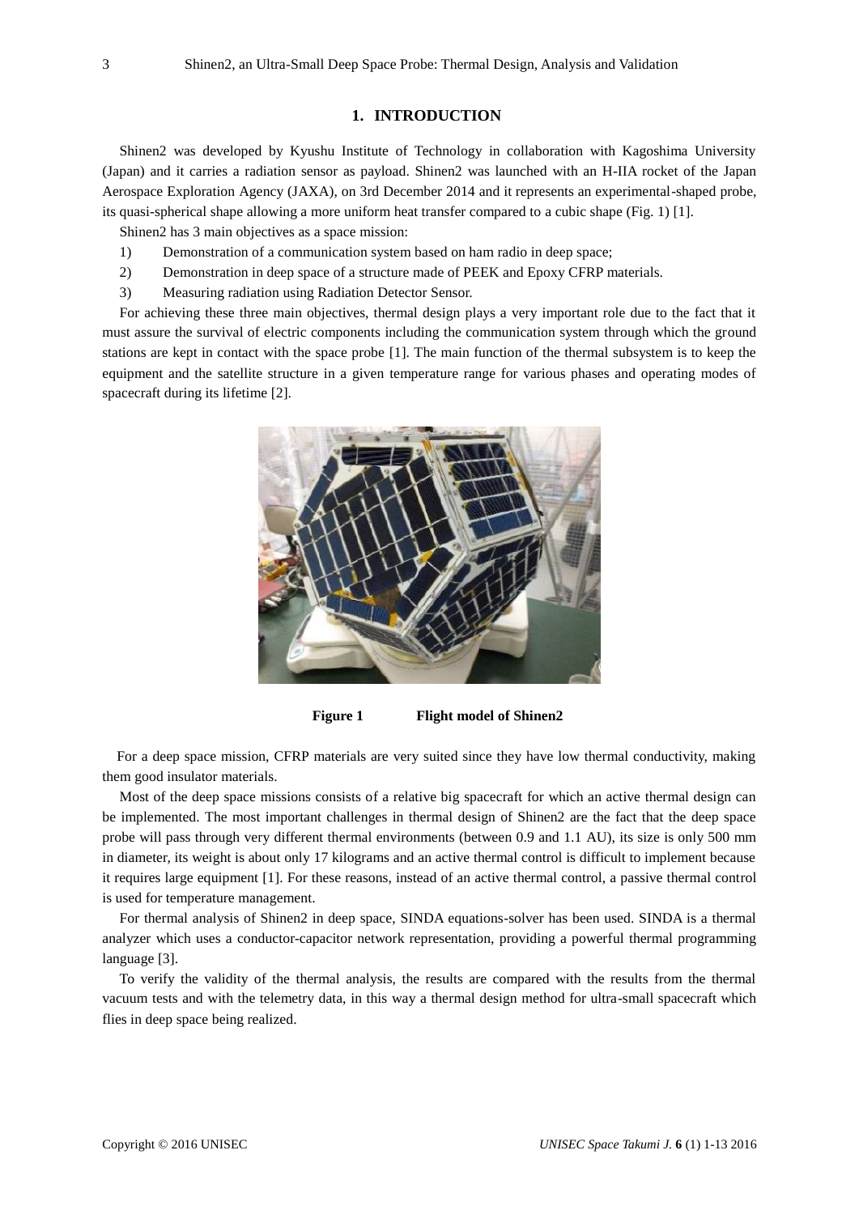## 1. INTRODUCTION

Shinen2 was developed by Kyushu Institute of Technology in collaboration with Kagoshima University (Japan) and it carries a radiation sensor as payload. Shinen2 was launched with an H-IIA rocket of the Japan Aerospace Exploration Agency (JAXA), on 3rd December 2014 and it represents an experimental-shaped probe, its quasi-spherical shape allowing a more uniform heat transfer compared to a cubic shape (Fig. 1) [1].

Shinen2 has 3 main objectives as a space mission:

1) Demonstration of a communication system based on ham radio in deep space;
2) Demonstration in deep space of a structure made of PEEK and Epoxy CFRP materials.
3) Measuring radiation using Radiation Detector Sensor.

For achieving these three main objectives, thermal design plays a very important role due to the fact that it must assure the survival of electric components including the communication system through which the ground stations are kept in contact with the space probe [1]. The main function of the thermal subsystem is to keep the equipment and the satellite structure in a given temperature range for various phases and operating modes of spacecraft during its lifetime [2].

**Figure 1 Flight model of Shinen2**

For a deep space mission, CFRP materials are very suited since they have low thermal conductivity, making them good insulator materials.

Most of the deep space missions consists of a relative big spacecraft for which an active thermal design can be implemented. The most important challenges in thermal design of Shinen2 are the fact that the deep space probe will pass through very different thermal environments (between 0.9 and 1.1 AU), its size is only 500 mm in diameter, its weight is about only 17 kilograms and an active thermal control is difficult to implement because it requires large equipment [1]. For these reasons, instead of an active thermal control, a passive thermal control is used for temperature management.

For thermal analysis of Shinen2 in deep space, SINDA equations-solver has been used. SINDA is a thermal analyzer which uses a conductor-capacitor network representation, providing a powerful thermal programming language [3].

To verify the validity of the thermal analysis, the results are compared with the results from the thermal vacuum tests and with the telemetry data, in this way a thermal design method for ultra-small spacecraft which flies in deep space being realized.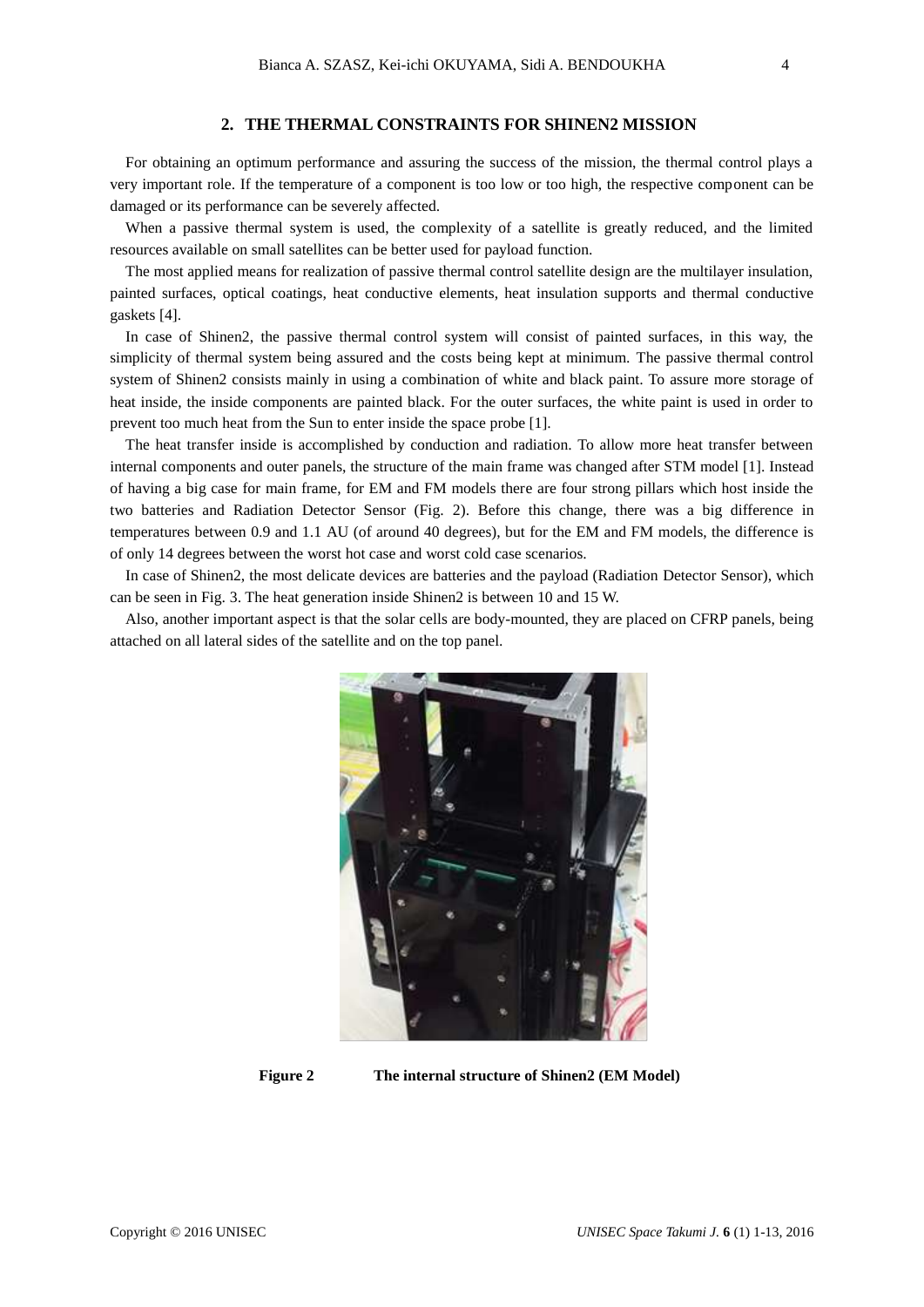## 2. THE THERMAL CONSTRAINTS FOR SHINEN2 MISSION

For obtaining an optimum performance and assuring the success of the mission, the thermal control plays a very important role. If the temperature of a component is too low or too high, the respective component can be damaged or its performance can be severely affected.

When a passive thermal system is used, the complexity of a satellite is greatly reduced, and the limited resources available on small satellites can be better used for payload function.

The most applied means for realization of passive thermal control satellite design are the multilayer insulation, painted surfaces, optical coatings, heat conductive elements, heat insulation supports and thermal conductive gaskets [4].

In case of Shinen2, the passive thermal control system will consist of painted surfaces, in this way, the simplicity of thermal system being assured and the costs being kept at minimum. The passive thermal control system of Shinen2 consists mainly in using a combination of white and black paint. To assure more storage of heat inside, the inside components are painted black. For the outer surfaces, the white paint is used in order to prevent too much heat from the Sun to enter inside the space probe [1].

The heat transfer inside is accomplished by conduction and radiation. To allow more heat transfer between internal components and outer panels, the structure of the main frame was changed after STM model [1]. Instead of having a big case for main frame, for EM and FM models there are four strong pillars which host inside the two batteries and Radiation Detector Sensor (Fig. 2). Before this change, there was a big difference in temperatures between 0.9 and 1.1 AU (of around 40 degrees), but for the EM and FM models, the difference is of only 14 degrees between the worst hot case and worst cold case scenarios.

In case of Shinen2, the most delicate devices are batteries and the payload (Radiation Detector Sensor), which can be seen in Fig. 3. The heat generation inside Shinen2 is between 10 and 15 W.

Also, another important aspect is that the solar cells are body-mounted, they are placed on CFRP panels, being attached on all lateral sides of the satellite and on the top panel.

**Figure 2** **The internal structure of Shinen2 (EM Model)**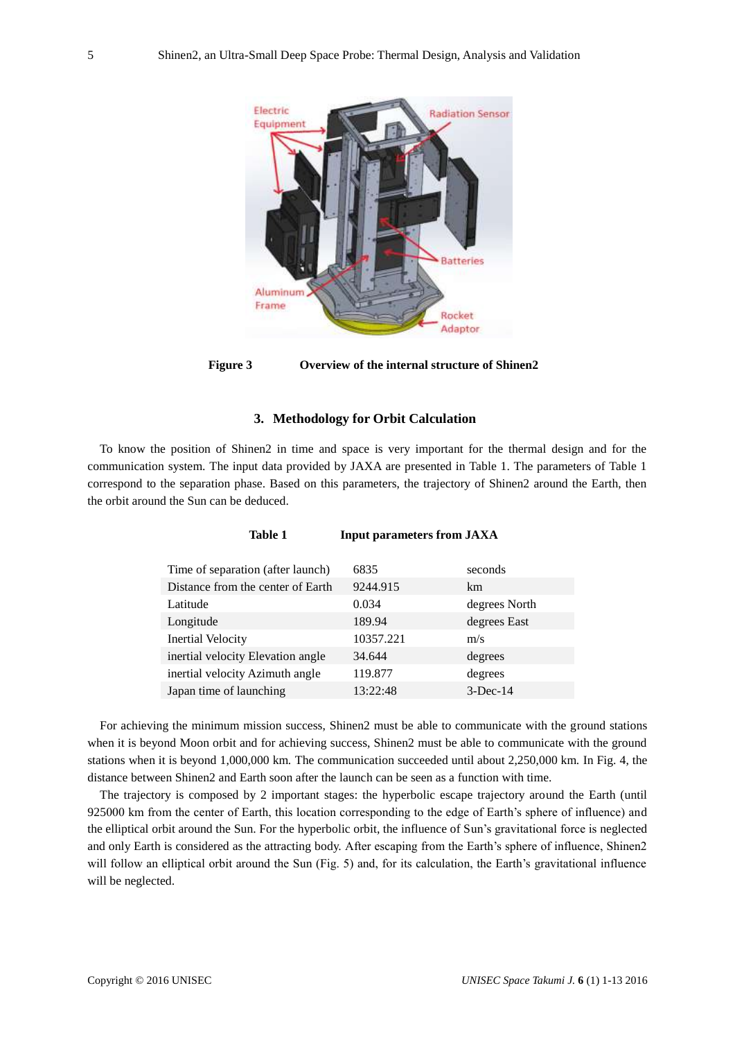Figure 3 Overview of the internal structure of Shinen2

## 3. Methodology for Orbit Calculation

To know the position of Shinen2 in time and space is very important for the thermal design and for the communication system. The input data provided by JAXA are presented in Table 1. The parameters of Table 1 correspond to the separation phase. Based on this parameters, the trajectory of Shinen2 around the Earth, then the orbit around the Sun can be deduced.

Table 1 Input parameters from JAXA

| | | |
|---|---|---|
| Time of separation (after launch) | 6835 | seconds |
| Distance from the center of Earth | 9244.915 | km |
| Latitude | 0.034 | degrees North |
| Longitude | 189.94 | degrees East |
| Inertial Velocity | 10357.221 | m/s |
| inertial velocity Elevation angle | 34.644 | degrees |
| inertial velocity Azimuth angle | 119.877 | degrees |
| Japan time of launching | 13:22:48 | 3-Dec-14 |

For achieving the minimum mission success, Shinen2 must be able to communicate with the ground stations when it is beyond Moon orbit and for achieving success, Shinen2 must be able to communicate with the ground stations when it is beyond 1,000,000 km. The communication succeeded until about 2,250,000 km. In Fig. 4, the distance between Shinen2 and Earth soon after the launch can be seen as a function with time.

The trajectory is composed by 2 important stages: the hyperbolic escape trajectory around the Earth (until 925000 km from the center of Earth, this location corresponding to the edge of Earth's sphere of influence) and the elliptical orbit around the Sun. For the hyperbolic orbit, the influence of Sun's gravitational force is neglected and only Earth is considered as the attracting body. After escaping from the Earth's sphere of influence, Shinen2 will follow an elliptical orbit around the Sun (Fig. 5) and, for its calculation, the Earth's gravitational influence will be neglected.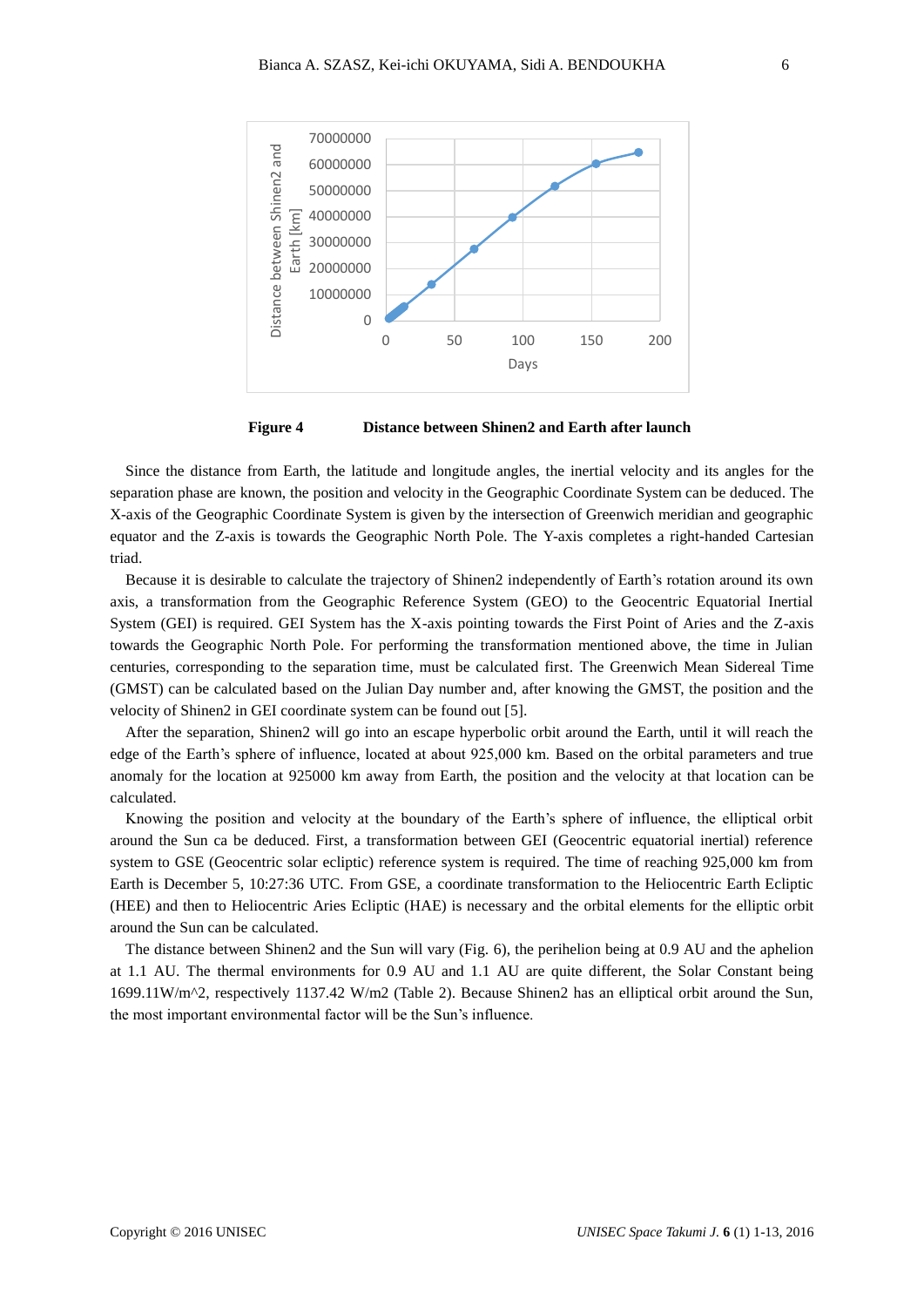**Figure 4** Distance between Shinen2 and Earth after launch

Since the distance from Earth, the latitude and longitude angles, the inertial velocity and its angles for the separation phase are known, the position and velocity in the Geographic Coordinate System can be deduced. The X-axis of the Geographic Coordinate System is given by the intersection of Greenwich meridian and geographic equator and the Z-axis is towards the Geographic North Pole. The Y-axis completes a right-handed Cartesian triad.

Because it is desirable to calculate the trajectory of Shinen2 independently of Earth's rotation around its own axis, a transformation from the Geographic Reference System (GEO) to the Geocentric Equatorial Inertial System (GEI) is required. GEI System has the X-axis pointing towards the First Point of Aries and the Z-axis towards the Geographic North Pole. For performing the transformation mentioned above, the time in Julian centuries, corresponding to the separation time, must be calculated first. The Greenwich Mean Sidereal Time (GMST) can be calculated based on the Julian Day number and, after knowing the GMST, the position and the velocity of Shinen2 in GEI coordinate system can be found out [5].

After the separation, Shinen2 will go into an escape hyperbolic orbit around the Earth, until it will reach the edge of the Earth's sphere of influence, located at about 925,000 km. Based on the orbital parameters and true anomaly for the location at 925000 km away from Earth, the position and the velocity at that location can be calculated.

Knowing the position and velocity at the boundary of the Earth's sphere of influence, the elliptical orbit around the Sun ca be deduced. First, a transformation between GEI (Geocentric equatorial inertial) reference system to GSE (Geocentric solar ecliptic) reference system is required. The time of reaching 925,000 km from Earth is December 5, 10:27:36 UTC. From GSE, a coordinate transformation to the Heliocentric Earth Ecliptic (HEE) and then to Heliocentric Aries Ecliptic (HAE) is necessary and the orbital elements for the elliptic orbit around the Sun can be calculated.

The distance between Shinen2 and the Sun will vary (Fig. 6), the perihelion being at 0.9 AU and the aphelion at 1.1 AU. The thermal environments for 0.9 AU and 1.1 AU are quite different, the Solar Constant being 1699.11W/m^2, respectively 1137.42 W/m2 (Table 2). Because Shinen2 has an elliptical orbit around the Sun, the most important environmental factor will be the Sun's influence.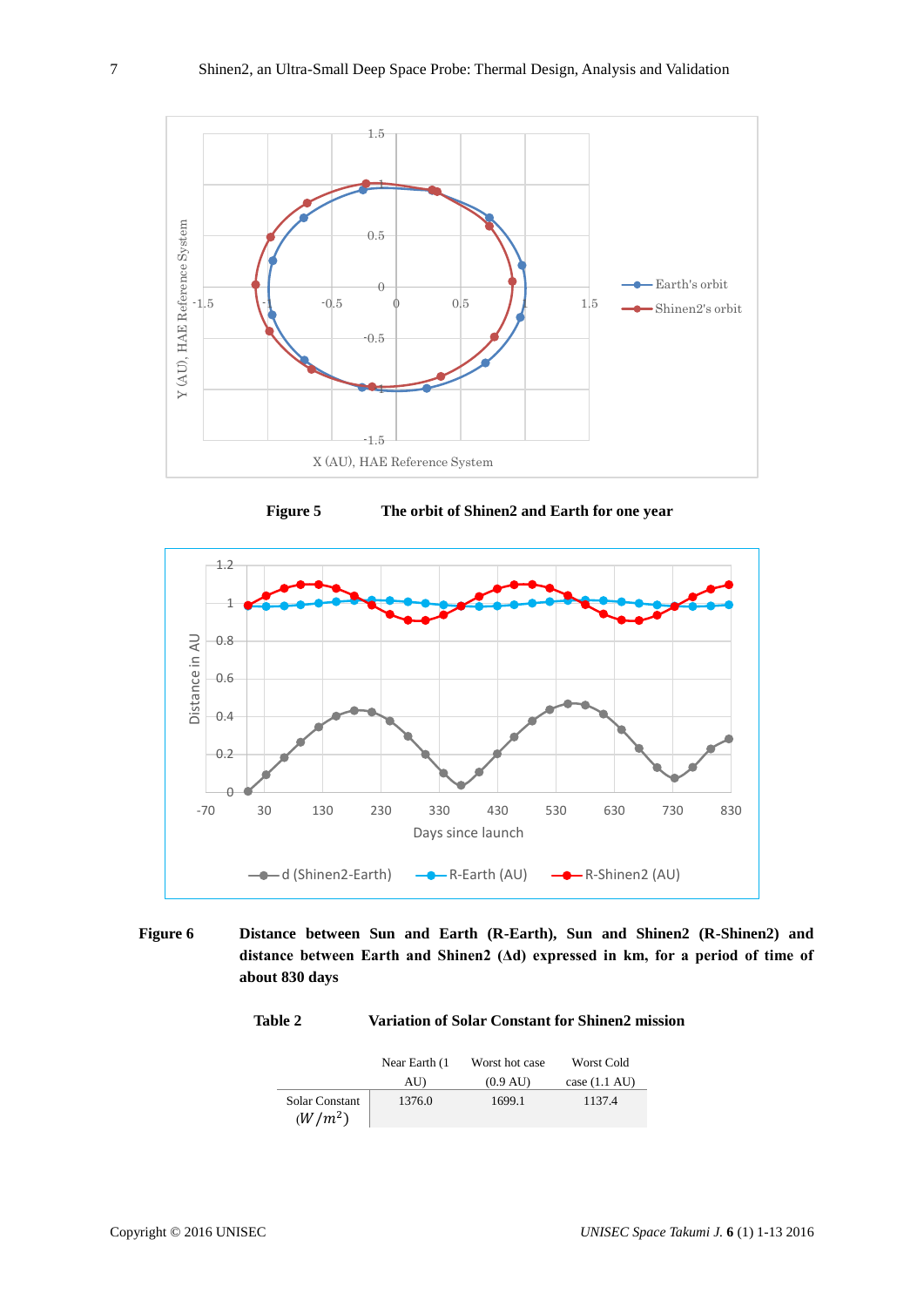**Figure 5 The orbit of Shinen2 and Earth for one year**

**Figure 6 Distance between Sun and Earth (R-Earth), Sun and Shinen2 (R-Shinen2) and distance between Earth and Shinen2 (Δd) expressed in km, for a period of time of about 830 days**

**Table 2 Variation of Solar Constant for Shinen2 mission**

| | Near Earth (1 AU) | Worst hot case (0.9 AU) | Worst Cold case (1.1 AU) |
|---|---|---|---|
| Solar Constant $(W/m^2)$ | 1376.0 | 1699.1 | 1137.4 |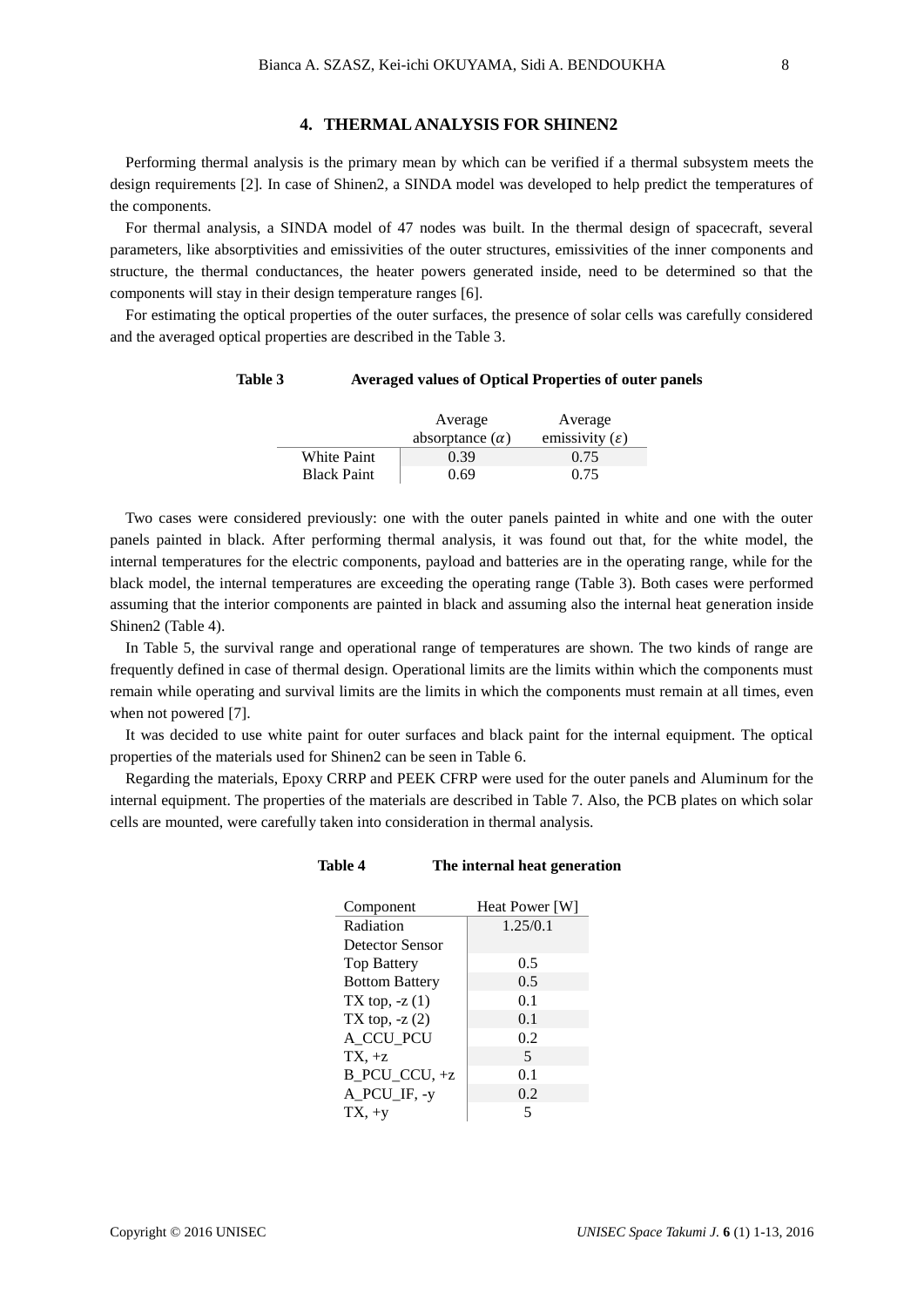## 4. THERMAL ANALYSIS FOR SHINEN2

Performing thermal analysis is the primary mean by which can be verified if a thermal subsystem meets the design requirements [2]. In case of Shinen2, a SINDA model was developed to help predict the temperatures of the components.

For thermal analysis, a SINDA model of 47 nodes was built. In the thermal design of spacecraft, several parameters, like absorptivities and emissivities of the outer structures, emissivities of the inner components and structure, the thermal conductances, the heater powers generated inside, need to be determined so that the components will stay in their design temperature ranges [6].

For estimating the optical properties of the outer surfaces, the presence of solar cells was carefully considered and the averaged optical properties are described in the Table 3.

**Table 3 Averaged values of Optical Properties of outer panels**

| | Average absorptance ($\alpha$) | Average emissivity ($\varepsilon$) |
|---|---|---|
| White Paint | 0.39 | 0.75 |
| Black Paint | 0.69 | 0.75 |

Two cases were considered previously: one with the outer panels painted in white and one with the outer panels painted in black. After performing thermal analysis, it was found out that, for the white model, the internal temperatures for the electric components, payload and batteries are in the operating range, while for the black model, the internal temperatures are exceeding the operating range (Table 3). Both cases were performed assuming that the interior components are painted in black and assuming also the internal heat generation inside Shinen2 (Table 4).

In Table 5, the survival range and operational range of temperatures are shown. The two kinds of range are frequently defined in case of thermal design. Operational limits are the limits within which the components must remain while operating and survival limits are the limits in which the components must remain at all times, even when not powered [7].

It was decided to use white paint for outer surfaces and black paint for the internal equipment. The optical properties of the materials used for Shinen2 can be seen in Table 6.

Regarding the materials, Epoxy CRRP and PEEK CFRP were used for the outer panels and Aluminum for the internal equipment. The properties of the materials are described in Table 7. Also, the PCB plates on which solar cells are mounted, were carefully taken into consideration in thermal analysis.

**Table 4 The internal heat generation**

| Component | Heat Power [W] |
|---|---|
| Radiation Detector Sensor | 1.25/0.1 |
| Top Battery | 0.5 |
| Bottom Battery | 0.5 |
| TX top, -z (1) | 0.1 |
| TX top, -z (2) | 0.1 |
| A_CCU_PCU | 0.2 |
| TX, +z | 5 |
| B_PCU_CCU, +z | 0.1 |
| A_PCU_IF, -y | 0.2 |
| TX, +y | 5 |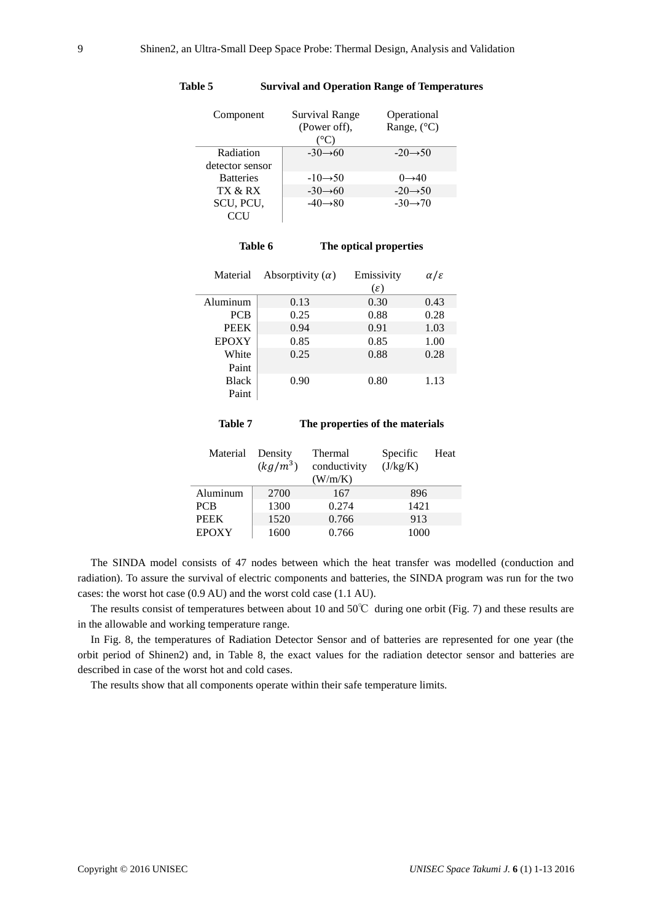**Table 5 Survival and Operation Range of Temperatures**

| Component | Survival Range (Power off), (°C) | Operational Range, (°C) |
|---|---|---|
| Radiation detector sensor | -30→60 | -20→50 |
| Batteries | -10→50 | 0→40 |
| TX & RX | -30→60 | -20→50 |
| SCU, PCU, CCU | -40→80 | -30→70 |

**Table 6 The optical properties**

| Material | Absorptivity ($\alpha$) | Emissivity ($\varepsilon$) | $\alpha/\varepsilon$ |
|---|---|---|---|
| Aluminum | 0.13 | 0.30 | 0.43 |
| PCB | 0.25 | 0.88 | 0.28 |
| PEEK | 0.94 | 0.91 | 1.03 |
| EPOXY | 0.85 | 0.85 | 1.00 |
| White Paint | 0.25 | 0.88 | 0.28 |
| Black Paint | 0.90 | 0.80 | 1.13 |

**Table 7 The properties of the materials**

| Material | Density ($kg/m^3$) | Thermal conductivity (W/m/K) | Specific Heat (J/kg/K) |
|---|---|---|---|
| Aluminum | 2700 | 167 | 896 |
| PCB | 1300 | 0.274 | 1421 |
| PEEK | 1520 | 0.766 | 913 |
| EPOXY | 1600 | 0.766 | 1000 |

The SINDA model consists of 47 nodes between which the heat transfer was modelled (conduction and radiation). To assure the survival of electric components and batteries, the SINDA program was run for the two cases: the worst hot case (0.9 AU) and the worst cold case (1.1 AU).

The results consist of temperatures between about 10 and 50℃ during one orbit (Fig. 7) and these results are in the allowable and working temperature range.

In Fig. 8, the temperatures of Radiation Detector Sensor and of batteries are represented for one year (the orbit period of Shinen2) and, in Table 8, the exact values for the radiation detector sensor and batteries are described in case of the worst hot and cold cases.

The results show that all components operate within their safe temperature limits.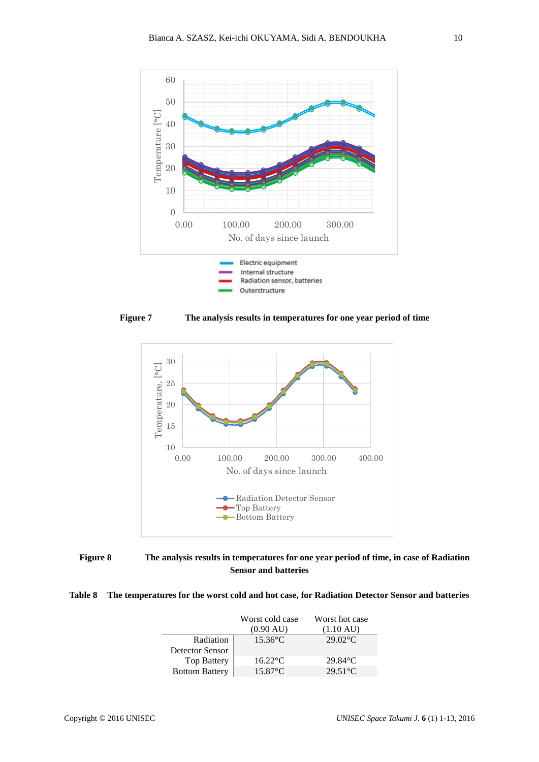**Figure 7** The analysis results in temperatures for one year period of time

**Figure 8** The analysis results in temperatures for one year period of time, in case of Radiation Sensor and batteries

**Table 8** The temperatures for the worst cold and hot case, for Radiation Detector Sensor and batteries

| | Worst cold case (0.90 AU) | Worst hot case (1.10 AU) |
|---|---|---|
| Radiation Detector Sensor | 15.36°C | 29.02°C |
| Top Battery | 16.22°C | 29.84°C |
| Bottom Battery | 15.87°C | 29.51°C |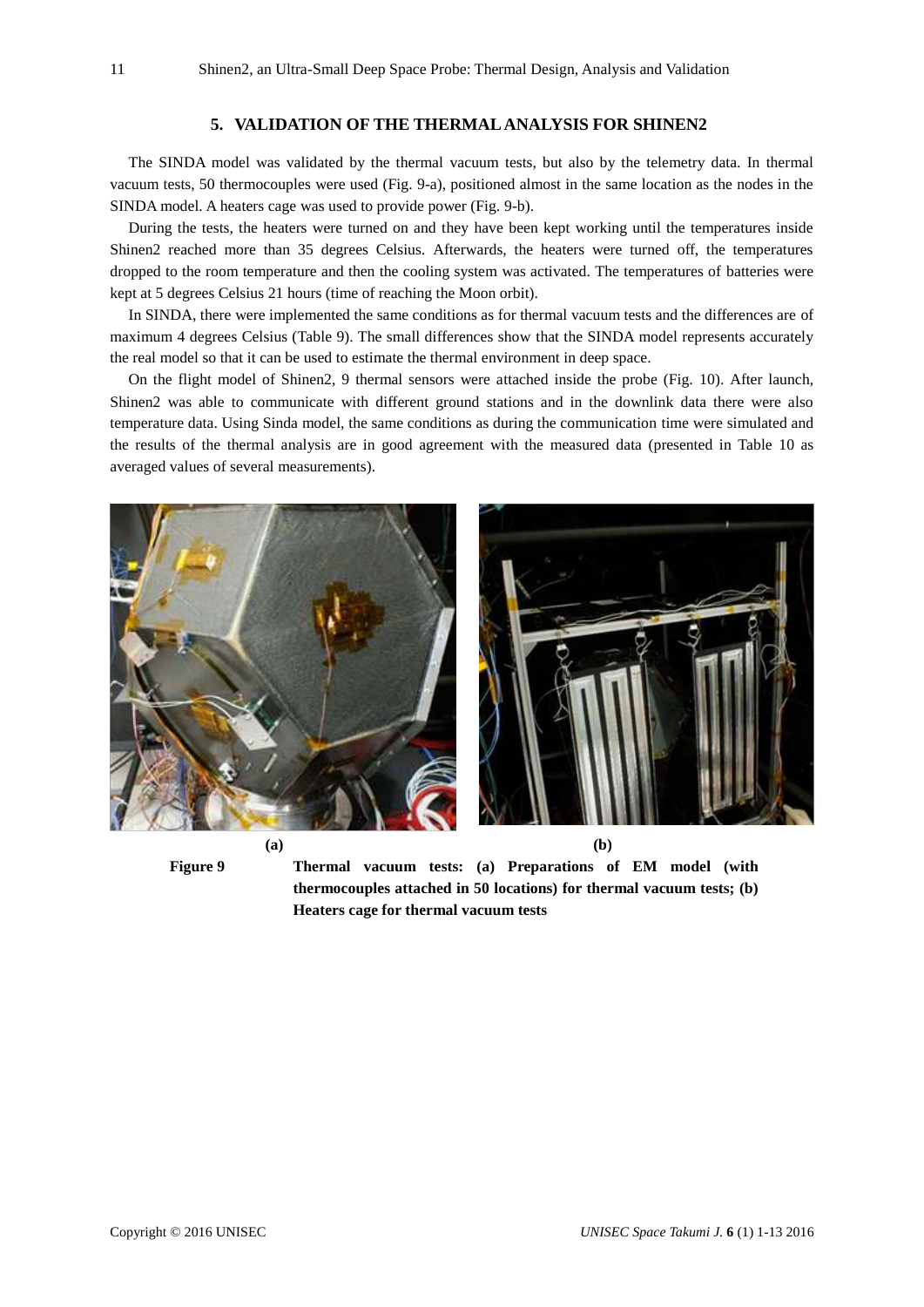## 5. VALIDATION OF THE THERMAL ANALYSIS FOR SHINEN2

The SINDA model was validated by the thermal vacuum tests, but also by the telemetry data. In thermal vacuum tests, 50 thermocouples were used (Fig. 9-a), positioned almost in the same location as the nodes in the SINDA model. A heaters cage was used to provide power (Fig. 9-b).

During the tests, the heaters were turned on and they have been kept working until the temperatures inside Shinen2 reached more than 35 degrees Celsius. Afterwards, the heaters were turned off, the temperatures dropped to the room temperature and then the cooling system was activated. The temperatures of batteries were kept at 5 degrees Celsius 21 hours (time of reaching the Moon orbit).

In SINDA, there were implemented the same conditions as for thermal vacuum tests and the differences are of maximum 4 degrees Celsius (Table 9). The small differences show that the SINDA model represents accurately the real model so that it can be used to estimate the thermal environment in deep space.

On the flight model of Shinen2, 9 thermal sensors were attached inside the probe (Fig. 10). After launch, Shinen2 was able to communicate with different ground stations and in the downlink data there were also temperature data. Using Sinda model, the same conditions as during the communication time were simulated and the results of the thermal analysis are in good agreement with the measured data (presented in Table 10 as averaged values of several measurements).

(a) (b)

**Figure 9** **Thermal vacuum tests: (a) Preparations of EM model (with thermocouples attached in 50 locations) for thermal vacuum tests; (b) Heaters cage for thermal vacuum tests**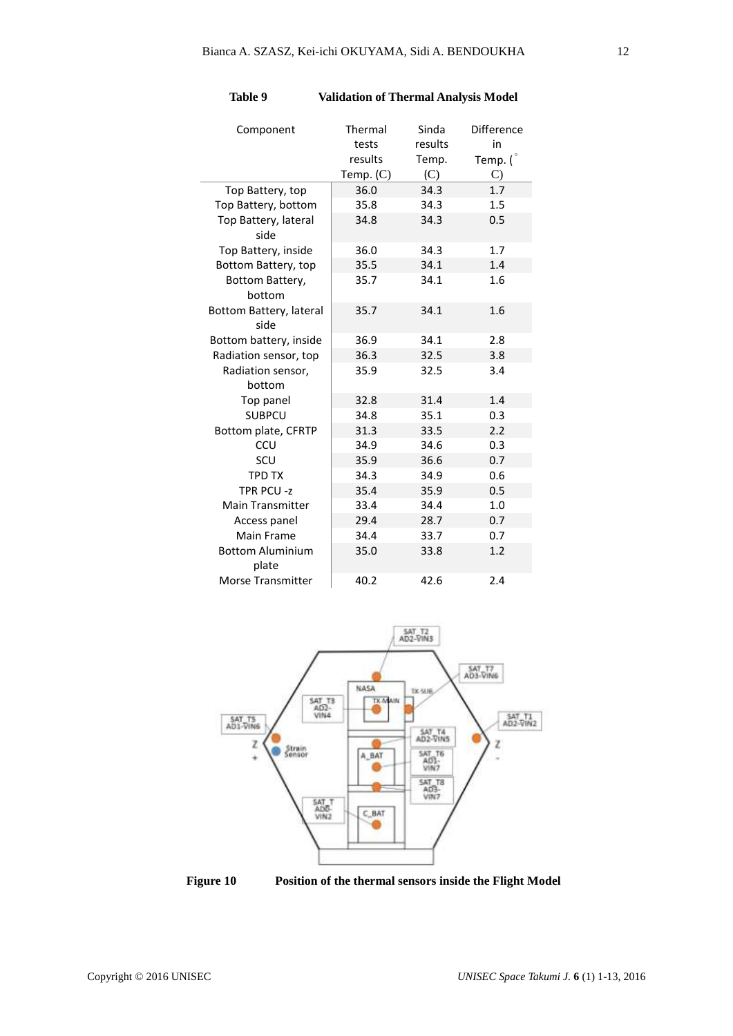**Table 9 Validation of Thermal Analysis Model**

| Component | Thermal tests results Temp. (C) | Sinda results Temp. (C) | Difference in Temp. (° C) |
|---|---|---|---|
| Top Battery, top | 36.0 | 34.3 | 1.7 |
| Top Battery, bottom | 35.8 | 34.3 | 1.5 |
| Top Battery, lateral side | 34.8 | 34.3 | 0.5 |
| Top Battery, inside | 36.0 | 34.3 | 1.7 |
| Bottom Battery, top | 35.5 | 34.1 | 1.4 |
| Bottom Battery, bottom | 35.7 | 34.1 | 1.6 |
| Bottom Battery, lateral side | 35.7 | 34.1 | 1.6 |
| Bottom battery, inside | 36.9 | 34.1 | 2.8 |
| Radiation sensor, top | 36.3 | 32.5 | 3.8 |
| Radiation sensor, bottom | 35.9 | 32.5 | 3.4 |
| Top panel | 32.8 | 31.4 | 1.4 |
| SUBPCU | 34.8 | 35.1 | 0.3 |
| Bottom plate, CFRTP | 31.3 | 33.5 | 2.2 |
| CCU | 34.9 | 34.6 | 0.3 |
| SCU | 35.9 | 36.6 | 0.7 |
| TPD TX | 34.3 | 34.9 | 0.6 |
| TPR PCU -z | 35.4 | 35.9 | 0.5 |
| Main Transmitter | 33.4 | 34.4 | 1.0 |
| Access panel | 29.4 | 28.7 | 0.7 |
| Main Frame | 34.4 | 33.7 | 0.7 |
| Bottom Aluminium plate | 35.0 | 33.8 | 1.2 |
| Morse Transmitter | 40.2 | 42.6 | 2.4 |

**Figure 10** **Position of the thermal sensors inside the Flight Model**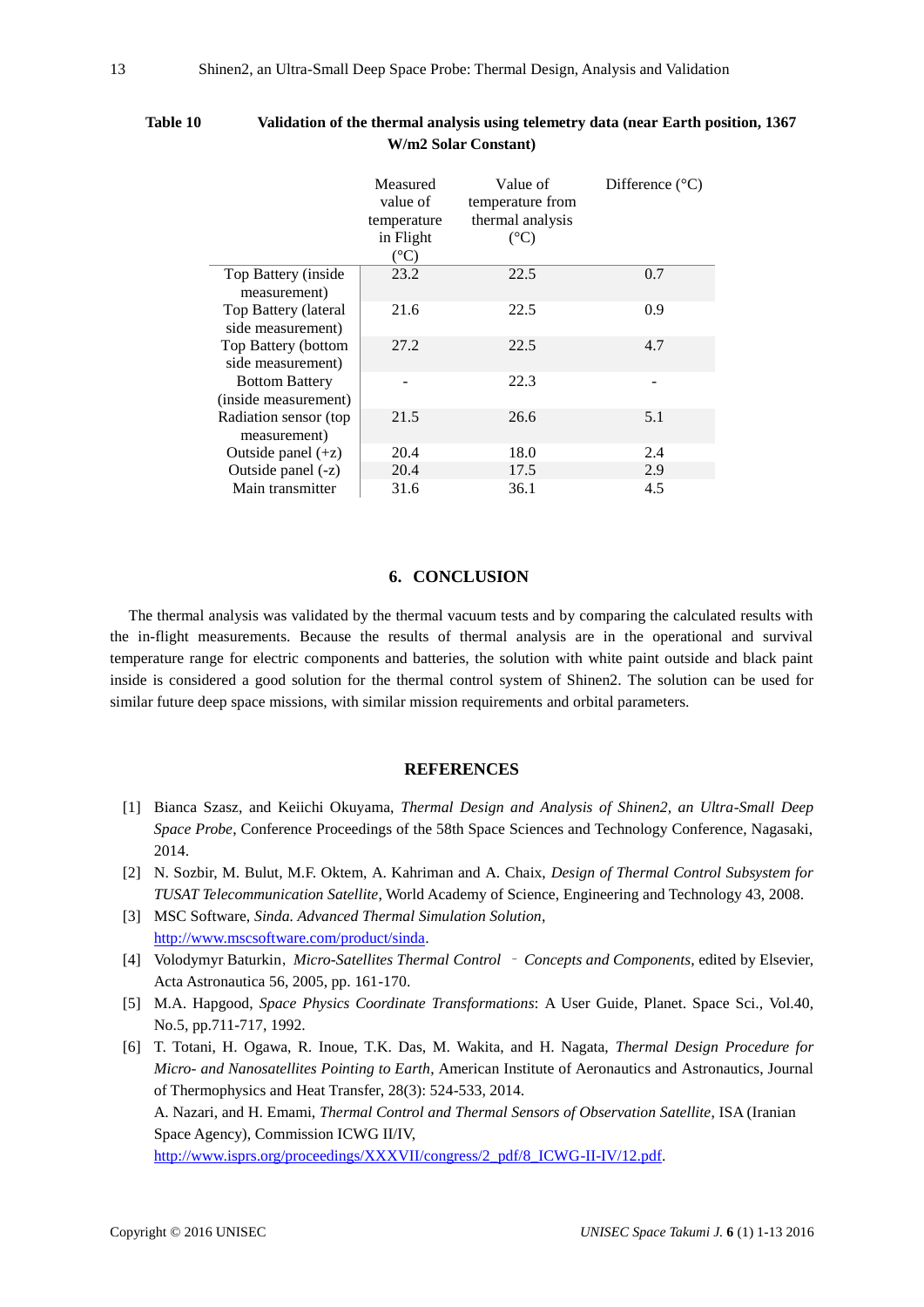**Table 10 Validation of the thermal analysis using telemetry data (near Earth position, 1367 W/m2 Solar Constant)**

| | Measured value of temperature in Flight (°C) | Value of temperature from thermal analysis (°C) | Difference (°C) |
|---|---|---|---|
| Top Battery (inside measurement) | 23.2 | 22.5 | 0.7 |
| Top Battery (lateral side measurement) | 21.6 | 22.5 | 0.9 |
| Top Battery (bottom side measurement) | 27.2 | 22.5 | 4.7 |
| Bottom Battery (inside measurement) | - | 22.3 | - |
| Radiation sensor (top measurement) | 21.5 | 26.6 | 5.1 |
| Outside panel (+z) | 20.4 | 18.0 | 2.4 |
| Outside panel (-z) | 20.4 | 17.5 | 2.9 |
| Main transmitter | 31.6 | 36.1 | 4.5 |

## 6. CONCLUSION

The thermal analysis was validated by the thermal vacuum tests and by comparing the calculated results with the in-flight measurements. Because the results of thermal analysis are in the operational and survival temperature range for electric components and batteries, the solution with white paint outside and black paint inside is considered a good solution for the thermal control system of Shinen2. The solution can be used for similar future deep space missions, with similar mission requirements and orbital parameters.

## REFERENCES

[1] Bianca Szasz, and Keiichi Okuyama, *Thermal Design and Analysis of Shinen2, an Ultra-Small Deep Space Probe*, Conference Proceedings of the 58th Space Sciences and Technology Conference, Nagasaki, 2014.

[2] N. Sozbir, M. Bulut, M.F. Oktem, A. Kahriman and A. Chaix, *Design of Thermal Control Subsystem for TUSAT Telecommunication Satellite*, World Academy of Science, Engineering and Technology 43, 2008.

[3] MSC Software, *Sinda. Advanced Thermal Simulation Solution*, http://www.mscsoftware.com/product/sinda.

[4] Volodymyr Baturkin, *Micro-Satellites Thermal Control – Concepts and Components*, edited by Elsevier, Acta Astronautica 56, 2005, pp. 161-170.

[5] M.A. Hapgood, *Space Physics Coordinate Transformations*: A User Guide, Planet. Space Sci., Vol.40, No.5, pp.711-717, 1992.

[6] T. Totani, H. Ogawa, R. Inoue, T.K. Das, M. Wakita, and H. Nagata, *Thermal Design Procedure for Micro- and Nanosatellites Pointing to Earth*, American Institute of Aeronautics and Astronautics, Journal of Thermophysics and Heat Transfer, 28(3): 524-533, 2014.
A. Nazari, and H. Emami, *Thermal Control and Thermal Sensors of Observation Satellite*, ISA (Iranian Space Agency), Commission ICWG II/IV, http://www.isprs.org/proceedings/XXXVII/congress/2_pdf/8_ICWG-II-IV/12.pdf.